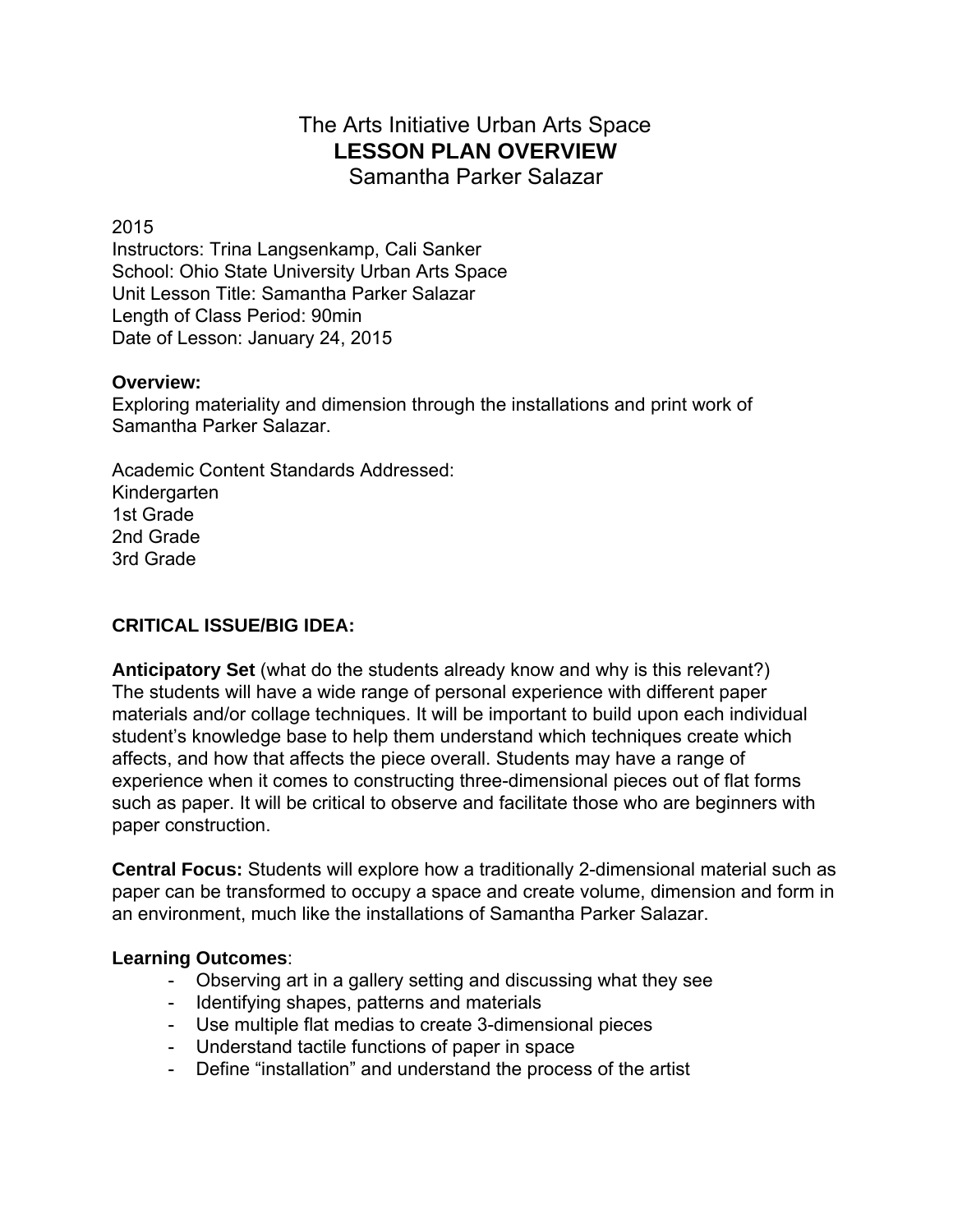# The Arts Initiative Urban Arts Space

## LESSON PLAN OVERVIEW

Samantha Parker Salazar

2015
Instructors: Trina Langsenkamp, Cali Sanker
School: Ohio State University Urban Arts Space
Unit Lesson Title: Samantha Parker Salazar
Length of Class Period: 90min
Date of Lesson: January 24, 2015

**Overview:**
Exploring materiality and dimension through the installations and print work of Samantha Parker Salazar.

Academic Content Standards Addressed:
Kindergarten
1st Grade
2nd Grade
3rd Grade

**CRITICAL ISSUE/BIG IDEA:**

**Anticipatory Set** (what do the students already know and why is this relevant?)
The students will have a wide range of personal experience with different paper materials and/or collage techniques. It will be important to build upon each individual student's knowledge base to help them understand which techniques create which affects, and how that affects the piece overall. Students may have a range of experience when it comes to constructing three-dimensional pieces out of flat forms such as paper. It will be critical to observe and facilitate those who are beginners with paper construction.

**Central Focus:** Students will explore how a traditionally 2-dimensional material such as paper can be transformed to occupy a space and create volume, dimension and form in an environment, much like the installations of Samantha Parker Salazar.

**Learning Outcomes**:

- Observing art in a gallery setting and discussing what they see
- Identifying shapes, patterns and materials
- Use multiple flat medias to create 3-dimensional pieces
- Understand tactile functions of paper in space
- Define "installation" and understand the process of the artist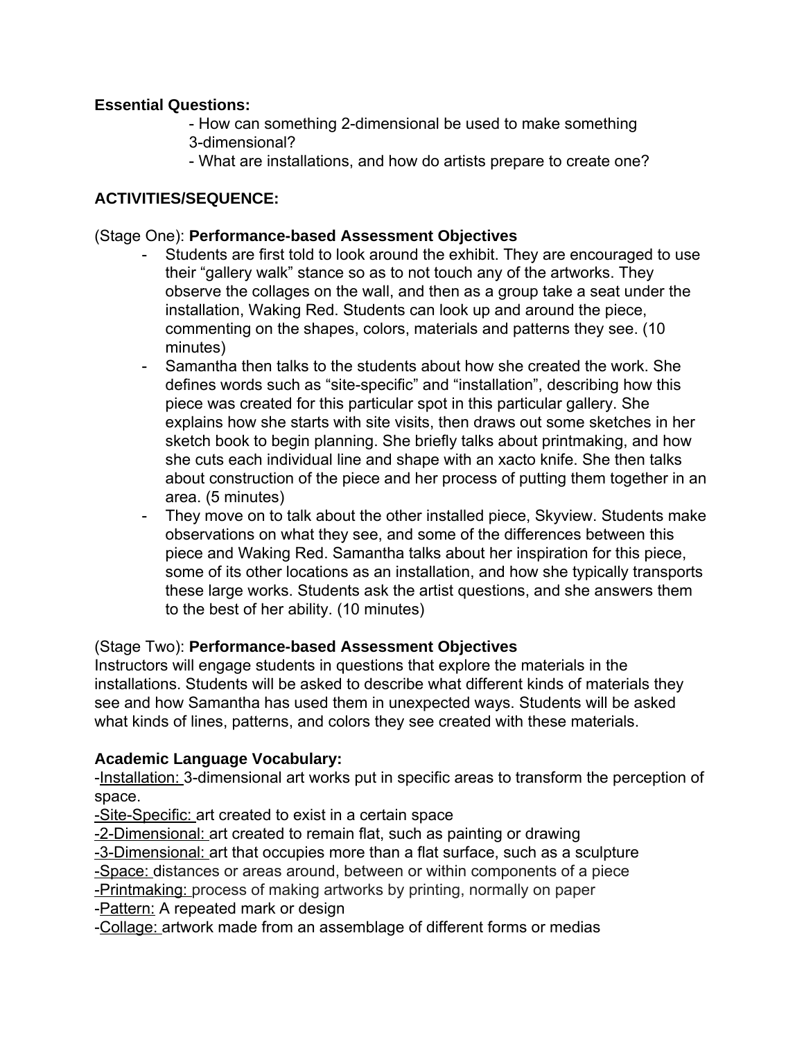**Essential Questions:**

- How can something 2-dimensional be used to make something 3-dimensional?
- What are installations, and how do artists prepare to create one?

**ACTIVITIES/SEQUENCE:**

(Stage One): **Performance-based Assessment Objectives**

- Students are first told to look around the exhibit. They are encouraged to use their "gallery walk" stance so as to not touch any of the artworks. They observe the collages on the wall, and then as a group take a seat under the installation, Waking Red. Students can look up and around the piece, commenting on the shapes, colors, materials and patterns they see. (10 minutes)
- Samantha then talks to the students about how she created the work. She defines words such as "site-specific" and "installation", describing how this piece was created for this particular spot in this particular gallery. She explains how she starts with site visits, then draws out some sketches in her sketch book to begin planning. She briefly talks about printmaking, and how she cuts each individual line and shape with an xacto knife. She then talks about construction of the piece and her process of putting them together in an area. (5 minutes)
- They move on to talk about the other installed piece, Skyview. Students make observations on what they see, and some of the differences between this piece and Waking Red. Samantha talks about her inspiration for this piece, some of its other locations as an installation, and how she typically transports these large works. Students ask the artist questions, and she answers them to the best of her ability. (10 minutes)

(Stage Two): **Performance-based Assessment Objectives**

Instructors will engage students in questions that explore the materials in the installations. Students will be asked to describe what different kinds of materials they see and how Samantha has used them in unexpected ways. Students will be asked what kinds of lines, patterns, and colors they see created with these materials.

**Academic Language Vocabulary:**

-Installation: 3-dimensional art works put in specific areas to transform the perception of space.
-Site-Specific: art created to exist in a certain space
-2-Dimensional: art created to remain flat, such as painting or drawing
-3-Dimensional: art that occupies more than a flat surface, such as a sculpture
-Space: distances or areas around, between or within components of a piece
-Printmaking: process of making artworks by printing, normally on paper
-Pattern: A repeated mark or design
-Collage: artwork made from an assemblage of different forms or medias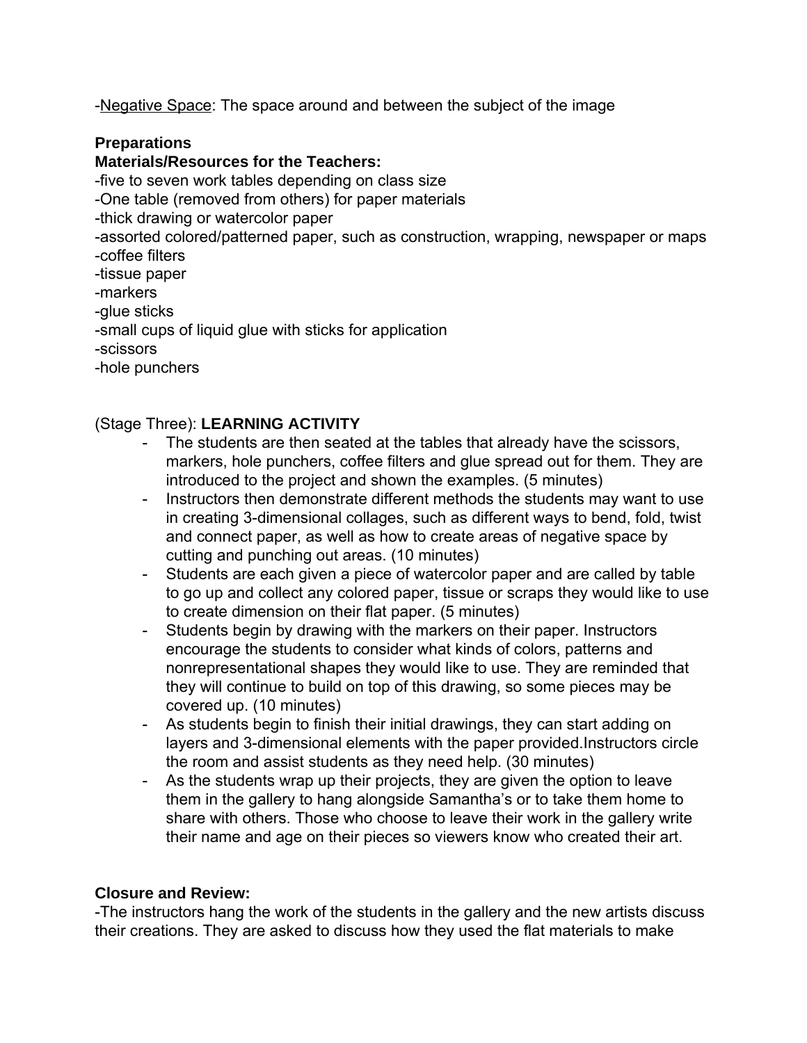-Negative Space: The space around and between the subject of the image

**Preparations**

**Materials/Resources for the Teachers:**

-five to seven work tables depending on class size
-One table (removed from others) for paper materials
-thick drawing or watercolor paper
-assorted colored/patterned paper, such as construction, wrapping, newspaper or maps
-coffee filters
-tissue paper
-markers
-glue sticks
-small cups of liquid glue with sticks for application
-scissors
-hole punchers

(Stage Three): **LEARNING ACTIVITY**

- The students are then seated at the tables that already have the scissors, markers, hole punchers, coffee filters and glue spread out for them. They are introduced to the project and shown the examples. (5 minutes)
- Instructors then demonstrate different methods the students may want to use in creating 3-dimensional collages, such as different ways to bend, fold, twist and connect paper, as well as how to create areas of negative space by cutting and punching out areas. (10 minutes)
- Students are each given a piece of watercolor paper and are called by table to go up and collect any colored paper, tissue or scraps they would like to use to create dimension on their flat paper. (5 minutes)
- Students begin by drawing with the markers on their paper. Instructors encourage the students to consider what kinds of colors, patterns and nonrepresentational shapes they would like to use. They are reminded that they will continue to build on top of this drawing, so some pieces may be covered up. (10 minutes)
- As students begin to finish their initial drawings, they can start adding on layers and 3-dimensional elements with the paper provided.Instructors circle the room and assist students as they need help. (30 minutes)
- As the students wrap up their projects, they are given the option to leave them in the gallery to hang alongside Samantha's or to take them home to share with others. Those who choose to leave their work in the gallery write their name and age on their pieces so viewers know who created their art.

**Closure and Review:**

-The instructors hang the work of the students in the gallery and the new artists discuss their creations. They are asked to discuss how they used the flat materials to make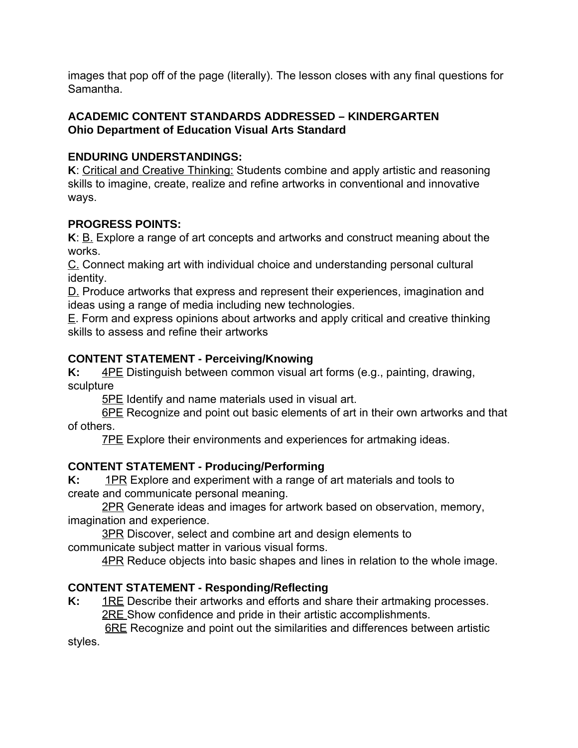images that pop off of the page (literally). The lesson closes with any final questions for Samantha.

**ACADEMIC CONTENT STANDARDS ADDRESSED – KINDERGARTEN**
**Ohio Department of Education Visual Arts Standard**

**ENDURING UNDERSTANDINGS:**
**K**: Critical and Creative Thinking: Students combine and apply artistic and reasoning skills to imagine, create, realize and refine artworks in conventional and innovative ways.

**PROGRESS POINTS:**
**K**: B. Explore a range of art concepts and artworks and construct meaning about the works.
C. Connect making art with individual choice and understanding personal cultural identity.
D. Produce artworks that express and represent their experiences, imagination and ideas using a range of media including new technologies.
E. Form and express opinions about artworks and apply critical and creative thinking skills to assess and refine their artworks

**CONTENT STATEMENT - Perceiving/Knowing**
**K:** 4PE Distinguish between common visual art forms (e.g., painting, drawing, sculpture
5PE Identify and name materials used in visual art.
6PE Recognize and point out basic elements of art in their own artworks and that of others.
7PE Explore their environments and experiences for artmaking ideas.

**CONTENT STATEMENT - Producing/Performing**
**K:** 1PR Explore and experiment with a range of art materials and tools to create and communicate personal meaning.
2PR Generate ideas and images for artwork based on observation, memory, imagination and experience.
3PR Discover, select and combine art and design elements to communicate subject matter in various visual forms.
4PR Reduce objects into basic shapes and lines in relation to the whole image.

**CONTENT STATEMENT - Responding/Reflecting**
**K:** 1RE Describe their artworks and efforts and share their artmaking processes.
2RE Show confidence and pride in their artistic accomplishments.
6RE Recognize and point out the similarities and differences between artistic styles.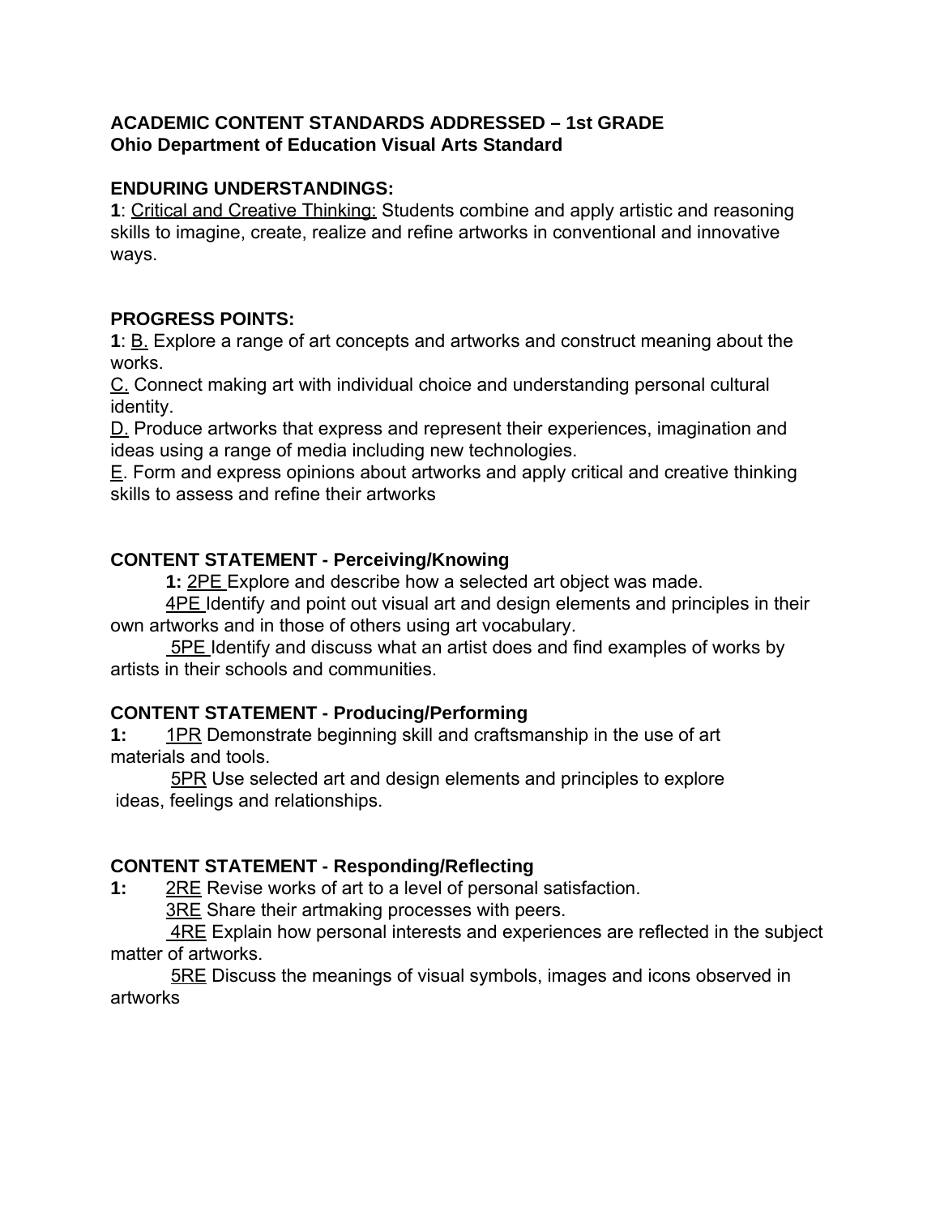**ACADEMIC CONTENT STANDARDS ADDRESSED – 1st GRADE**
**Ohio Department of Education Visual Arts Standard**

**ENDURING UNDERSTANDINGS:**
**1**: Critical and Creative Thinking: Students combine and apply artistic and reasoning skills to imagine, create, realize and refine artworks in conventional and innovative ways.

**PROGRESS POINTS:**
**1**: B. Explore a range of art concepts and artworks and construct meaning about the works.
C. Connect making art with individual choice and understanding personal cultural identity.
D. Produce artworks that express and represent their experiences, imagination and ideas using a range of media including new technologies.
E. Form and express opinions about artworks and apply critical and creative thinking skills to assess and refine their artworks

**CONTENT STATEMENT - Perceiving/Knowing**
**1:** 2PE Explore and describe how a selected art object was made.
4PE Identify and point out visual art and design elements and principles in their own artworks and in those of others using art vocabulary.
5PE Identify and discuss what an artist does and find examples of works by artists in their schools and communities.

**CONTENT STATEMENT - Producing/Performing**
**1:** 1PR Demonstrate beginning skill and craftsmanship in the use of art materials and tools.
5PR Use selected art and design elements and principles to explore ideas, feelings and relationships.

**CONTENT STATEMENT - Responding/Reflecting**
**1:** 2RE Revise works of art to a level of personal satisfaction.
3RE Share their artmaking processes with peers.
4RE Explain how personal interests and experiences are reflected in the subject matter of artworks.
5RE Discuss the meanings of visual symbols, images and icons observed in artworks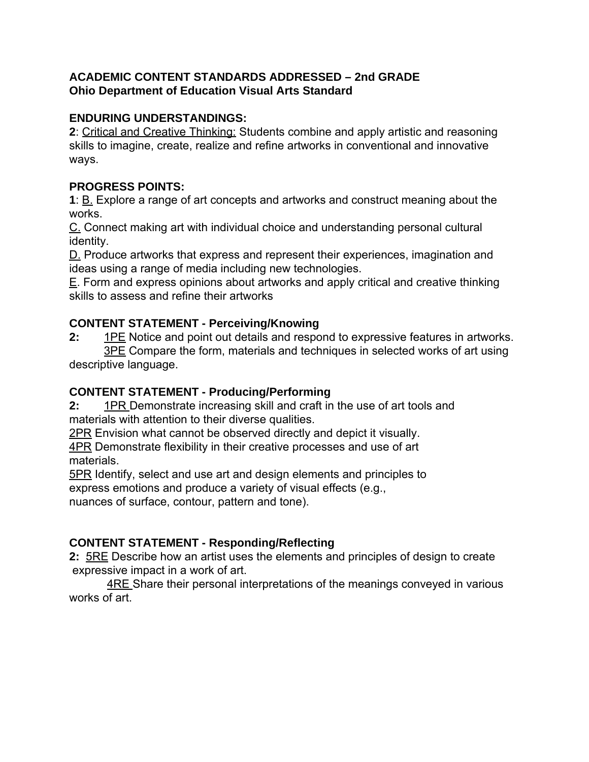**ACADEMIC CONTENT STANDARDS ADDRESSED – 2nd GRADE**
**Ohio Department of Education Visual Arts Standard**

**ENDURING UNDERSTANDINGS:**
**2**: <u>Critical and Creative Thinking:</u> Students combine and apply artistic and reasoning skills to imagine, create, realize and refine artworks in conventional and innovative ways.

**PROGRESS POINTS:**
**1**: <u>B.</u> Explore a range of art concepts and artworks and construct meaning about the works.
<u>C.</u> Connect making art with individual choice and understanding personal cultural identity.
<u>D.</u> Produce artworks that express and represent their experiences, imagination and ideas using a range of media including new technologies.
<u>E</u>. Form and express opinions about artworks and apply critical and creative thinking skills to assess and refine their artworks

**CONTENT STATEMENT - Perceiving/Knowing**
**2:** <u>1PE</u> Notice and point out details and respond to expressive features in artworks.
<u>3PE</u> Compare the form, materials and techniques in selected works of art using descriptive language.

**CONTENT STATEMENT - Producing/Performing**
**2:** <u>1PR</u> Demonstrate increasing skill and craft in the use of art tools and materials with attention to their diverse qualities.
<u>2PR</u> Envision what cannot be observed directly and depict it visually.
<u>4PR</u> Demonstrate flexibility in their creative processes and use of art materials.
<u>5PR</u> Identify, select and use art and design elements and principles to express emotions and produce a variety of visual effects (e.g., nuances of surface, contour, pattern and tone).

**CONTENT STATEMENT - Responding/Reflecting**
**2:** <u>5RE</u> Describe how an artist uses the elements and principles of design to create expressive impact in a work of art.
<u>4RE</u> Share their personal interpretations of the meanings conveyed in various works of art.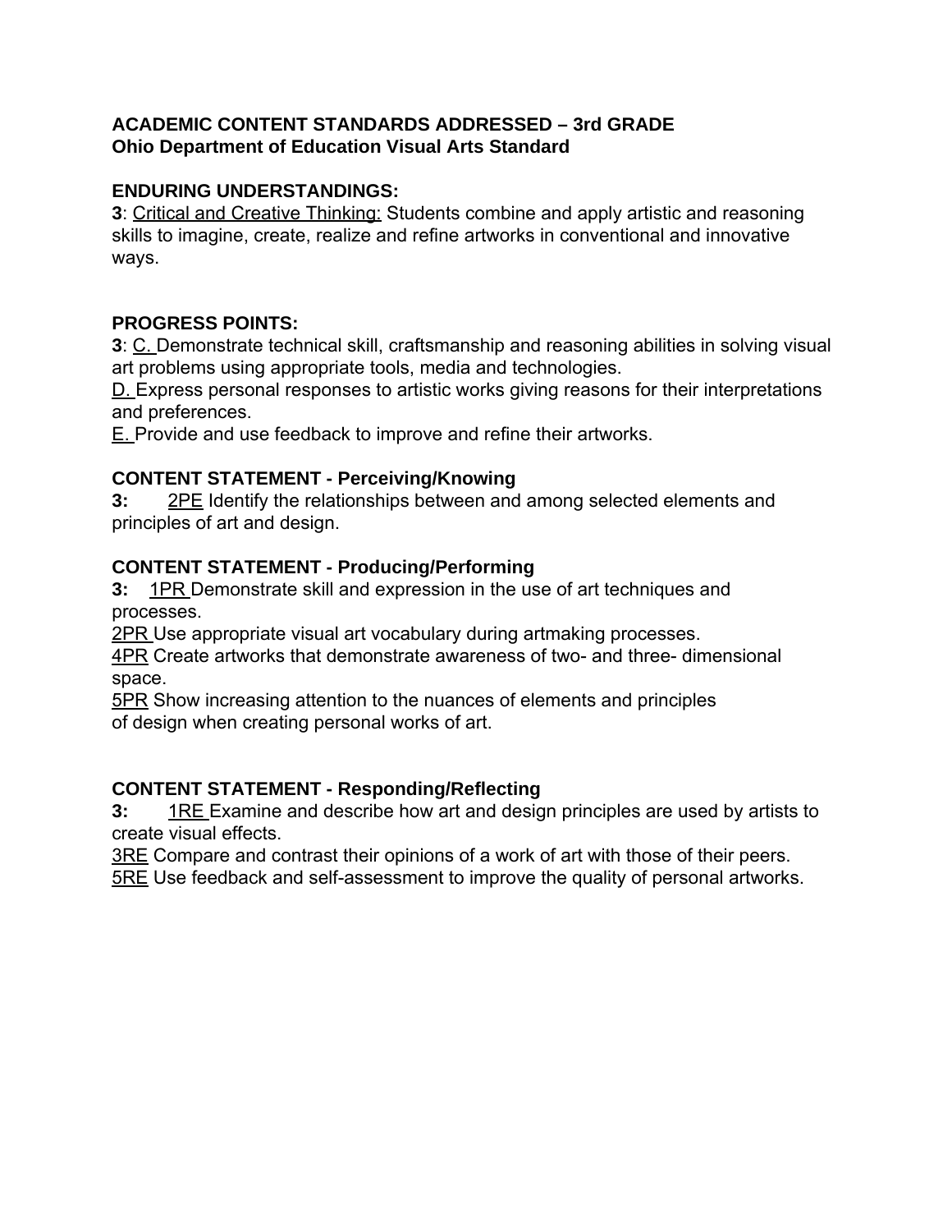**ACADEMIC CONTENT STANDARDS ADDRESSED – 3rd GRADE**
**Ohio Department of Education Visual Arts Standard**

**ENDURING UNDERSTANDINGS:**

**3**: Critical and Creative Thinking: Students combine and apply artistic and reasoning skills to imagine, create, realize and refine artworks in conventional and innovative ways.

**PROGRESS POINTS:**

**3**: C. Demonstrate technical skill, craftsmanship and reasoning abilities in solving visual art problems using appropriate tools, media and technologies.

D. Express personal responses to artistic works giving reasons for their interpretations and preferences.

E. Provide and use feedback to improve and refine their artworks.

**CONTENT STATEMENT - Perceiving/Knowing**

**3:** 2PE Identify the relationships between and among selected elements and principles of art and design.

**CONTENT STATEMENT - Producing/Performing**

**3:** 1PR Demonstrate skill and expression in the use of art techniques and processes.

2PR Use appropriate visual art vocabulary during artmaking processes.

4PR Create artworks that demonstrate awareness of two- and three- dimensional space.

5PR Show increasing attention to the nuances of elements and principles of design when creating personal works of art.

**CONTENT STATEMENT - Responding/Reflecting**

**3:** 1RE Examine and describe how art and design principles are used by artists to create visual effects.

3RE Compare and contrast their opinions of a work of art with those of their peers.

5RE Use feedback and self-assessment to improve the quality of personal artworks.